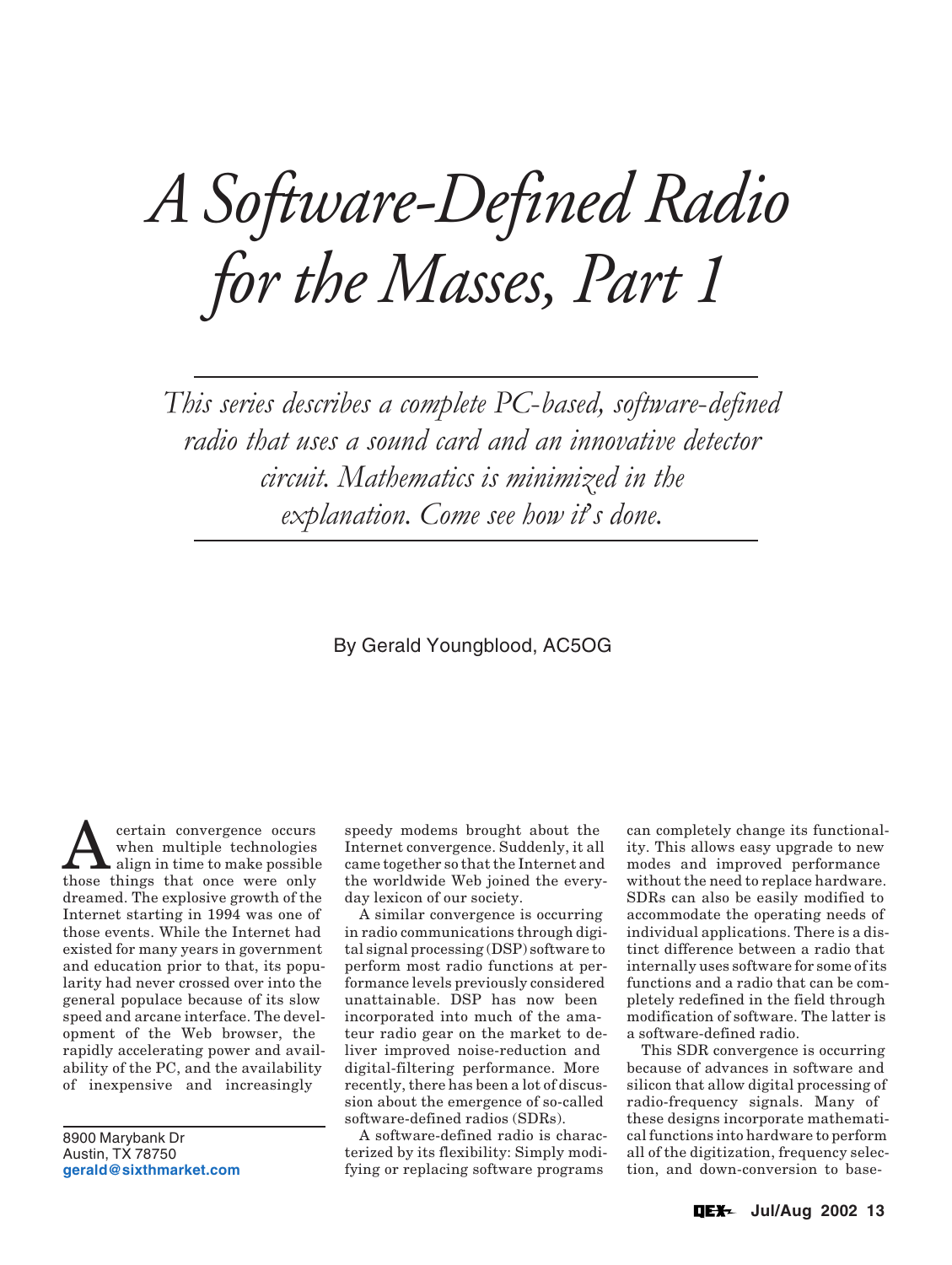# A Software-Defined Radio for the Masses, Part 1

*This series describes a complete PC-based, software-defined radio that uses a sound card and an innovative detector circuit. Mathematics is minimized in the explanation. Come see how it's done.*

By Gerald Youngblood, AC5OG

8900 Marybank Dr
Austin, TX 78750
**gerald@sixthmarket.com**

A certain convergence occurs when multiple technologies align in time to make possible those things that once were only dreamed. The explosive growth of the Internet starting in 1994 was one of those events. While the Internet had existed for many years in government and education prior to that, its popularity had never crossed over into the general populace because of its slow speed and arcane interface. The development of the Web browser, the rapidly accelerating power and availability of the PC, and the availability of inexpensive and increasingly speedy modems brought about the Internet convergence. Suddenly, it all came together so that the Internet and the worldwide Web joined the everyday lexicon of our society.

A similar convergence is occurring in radio communications through digital signal processing (DSP) software to perform most radio functions at performance levels previously considered unattainable. DSP has now been incorporated into much of the amateur radio gear on the market to deliver improved noise-reduction and digital-filtering performance. More recently, there has been a lot of discussion about the emergence of so-called software-defined radios (SDRs).

A software-defined radio is characterized by its flexibility: Simply modifying or replacing software programs can completely change its functionality. This allows easy upgrade to new modes and improved performance without the need to replace hardware. SDRs can also be easily modified to accommodate the operating needs of individual applications. There is a distinct difference between a radio that internally uses software for some of its functions and a radio that can be completely redefined in the field through modification of software. The latter is a software-defined radio.

This SDR convergence is occurring because of advances in software and silicon that allow digital processing of radio-frequency signals. Many of these designs incorporate mathematical functions into hardware to perform all of the digitization, frequency selection, and down-conversion to base-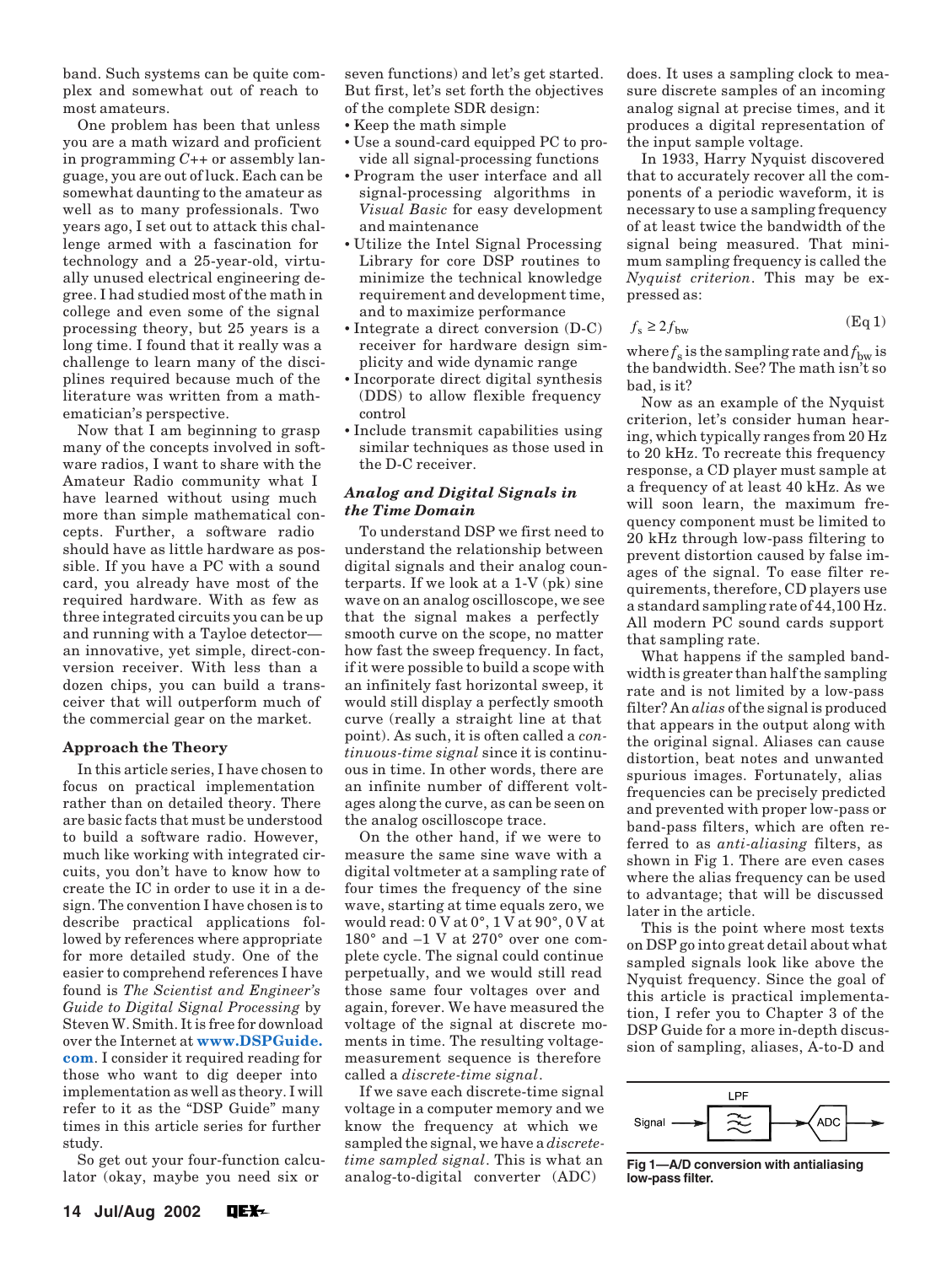band. Such systems can be quite complex and somewhat out of reach to most amateurs.

One problem has been that unless you are a math wizard and proficient in programming *C++* or assembly language, you are out of luck. Each can be somewhat daunting to the amateur as well as to many professionals. Two years ago, I set out to attack this challenge armed with a fascination for technology and a 25-year-old, virtually unused electrical engineering degree. I had studied most of the math in college and even some of the signal processing theory, but 25 years is a long time. I found that it really was a challenge to learn many of the disciplines required because much of the literature was written from a mathematician's perspective.

Now that I am beginning to grasp many of the concepts involved in software radios, I want to share with the Amateur Radio community what I have learned without using much more than simple mathematical concepts. Further, a software radio should have as little hardware as possible. If you have a PC with a sound card, you already have most of the required hardware. With as few as three integrated circuits you can be up and running with a Tayloe detector—an innovative, yet simple, direct-conversion receiver. With less than a dozen chips, you can build a transceiver that will outperform much of the commercial gear on the market.

### Approach the Theory

In this article series, I have chosen to focus on practical implementation rather than on detailed theory. There are basic facts that must be understood to build a software radio. However, much like working with integrated circuits, you don't have to know how to create the IC in order to use it in a design. The convention I have chosen is to describe practical applications followed by references where appropriate for more detailed study. One of the easier to comprehend references I have found is *The Scientist and Engineer's Guide to Digital Signal Processing* by Steven W. Smith. It is free for download over the Internet at **www.DSPGuide.com**. I consider it required reading for those who want to dig deeper into implementation as well as theory. I will refer to it as the "DSP Guide" many times in this article series for further study.

So get out your four-function calculator (okay, maybe you need six or seven functions) and let's get started. But first, let's set forth the objectives of the complete SDR design:

- Keep the math simple
- Use a sound-card equipped PC to provide all signal-processing functions
- Program the user interface and all signal-processing algorithms in *Visual Basic* for easy development and maintenance
- Utilize the Intel Signal Processing Library for core DSP routines to minimize the technical knowledge requirement and development time, and to maximize performance
- Integrate a direct conversion (D-C) receiver for hardware design simplicity and wide dynamic range
- Incorporate direct digital synthesis (DDS) to allow flexible frequency control
- Include transmit capabilities using similar techniques as those used in the D-C receiver.

### *Analog and Digital Signals in the Time Domain*

To understand DSP we first need to understand the relationship between digital signals and their analog counterparts. If we look at a 1-V (pk) sine wave on an analog oscilloscope, we see that the signal makes a perfectly smooth curve on the scope, no matter how fast the sweep frequency. In fact, if it were possible to build a scope with an infinitely fast horizontal sweep, it would still display a perfectly smooth curve (really a straight line at that point). As such, it is often called a *continuous-time signal* since it is continuous in time. In other words, there are an infinite number of different voltages along the curve, as can be seen on the analog oscilloscope trace.

On the other hand, if we were to measure the same sine wave with a digital voltmeter at a sampling rate of four times the frequency of the sine wave, starting at time equals zero, we would read: 0 V at 0°, 1 V at 90°, 0 V at 180° and –1 V at 270° over one complete cycle. The signal could continue perpetually, and we would still read those same four voltages over and again, forever. We have measured the voltage of the signal at discrete moments in time. The resulting voltage-measurement sequence is therefore called a *discrete-time signal*.

If we save each discrete-time signal voltage in a computer memory and we know the frequency at which we sampled the signal, we have a *discrete-time sampled signal*. This is what an analog-to-digital converter (ADC) does. It uses a sampling clock to measure discrete samples of an incoming analog signal at precise times, and it produces a digital representation of the input sample voltage.

In 1933, Harry Nyquist discovered that to accurately recover all the components of a periodic waveform, it is necessary to use a sampling frequency of at least twice the bandwidth of the signal being measured. That minimum sampling frequency is called the *Nyquist criterion*. This may be expressed as:

$$f_s \geq 2 f_{bw} \qquad \text{(Eq 1)}$$

where $f_s$ is the sampling rate and $f_{bw}$ is the bandwidth. See? The math isn't so bad, is it?

Now as an example of the Nyquist criterion, let's consider human hearing, which typically ranges from 20 Hz to 20 kHz. To recreate this frequency response, a CD player must sample at a frequency of at least 40 kHz. As we will soon learn, the maximum frequency component must be limited to 20 kHz through low-pass filtering to prevent distortion caused by false images of the signal. To ease filter requirements, therefore, CD players use a standard sampling rate of 44,100 Hz. All modern PC sound cards support that sampling rate.

What happens if the sampled bandwidth is greater than half the sampling rate and is not limited by a low-pass filter? An *alias* of the signal is produced that appears in the output along with the original signal. Aliases can cause distortion, beat notes and unwanted spurious images. Fortunately, alias frequencies can be precisely predicted and prevented with proper low-pass or band-pass filters, which are often referred to as *anti-aliasing* filters, as shown in Fig 1. There are even cases where the alias frequency can be used to advantage; that will be discussed later in the article.

This is the point where most texts on DSP go into great detail about what sampled signals look like above the Nyquist frequency. Since the goal of this article is practical implementation, I refer you to Chapter 3 of the DSP Guide for a more in-depth discussion of sampling, aliases, A-to-D and

**Fig 1—A/D conversion with antialiasing low-pass filter.**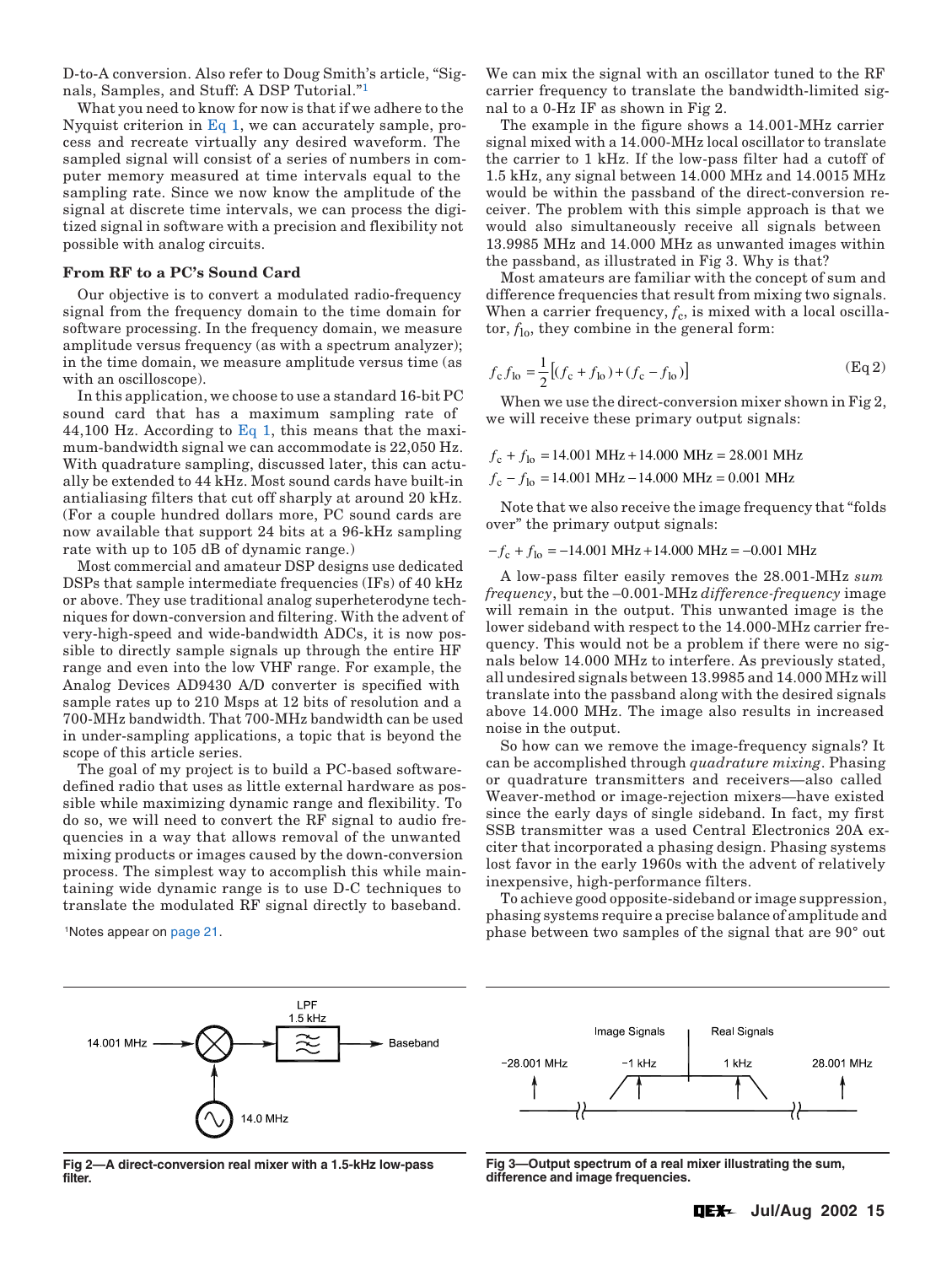D-to-A conversion. Also refer to Doug Smith's article, "Signals, Samples, and Stuff: A DSP Tutorial."[1]

What you need to know for now is that if we adhere to the Nyquist criterion in Eq 1, we can accurately sample, process and recreate virtually any desired waveform. The sampled signal will consist of a series of numbers in computer memory measured at time intervals equal to the sampling rate. Since we now know the amplitude of the signal at discrete time intervals, we can process the digitized signal in software with a precision and flexibility not possible with analog circuits.

### From RF to a PC's Sound Card

Our objective is to convert a modulated radio-frequency signal from the frequency domain to the time domain for software processing. In the frequency domain, we measure amplitude versus frequency (as with a spectrum analyzer); in the time domain, we measure amplitude versus time (as with an oscilloscope).

In this application, we choose to use a standard 16-bit PC sound card that has a maximum sampling rate of 44,100 Hz. According to Eq 1, this means that the maximum-bandwidth signal we can accommodate is 22,050 Hz. With quadrature sampling, discussed later, this can actually be extended to 44 kHz. Most sound cards have built-in antialiasing filters that cut off sharply at around 20 kHz. (For a couple hundred dollars more, PC sound cards are now available that support 24 bits at a 96-kHz sampling rate with up to 105 dB of dynamic range.)

Most commercial and amateur DSP designs use dedicated DSPs that sample intermediate frequencies (IFs) of 40 kHz or above. They use traditional analog superheterodyne techniques for down-conversion and filtering. With the advent of very-high-speed and wide-bandwidth ADCs, it is now possible to directly sample signals up through the entire HF range and even into the low VHF range. For example, the Analog Devices AD9430 A/D converter is specified with sample rates up to 210 Msps at 12 bits of resolution and a 700-MHz bandwidth. That 700-MHz bandwidth can be used in under-sampling applications, a topic that is beyond the scope of this article series.

The goal of my project is to build a PC-based software-defined radio that uses as little external hardware as possible while maximizing dynamic range and flexibility. To do so, we will need to convert the RF signal to audio frequencies in a way that allows removal of the unwanted mixing products or images caused by the down-conversion process. The simplest way to accomplish this while maintaining wide dynamic range is to use D-C techniques to translate the modulated RF signal directly to baseband.

[1]Notes appear on page 21.

We can mix the signal with an oscillator tuned to the RF carrier frequency to translate the bandwidth-limited signal to a 0-Hz IF as shown in Fig 2.

The example in the figure shows a 14.001-MHz carrier signal mixed with a 14.000-MHz local oscillator to translate the carrier to 1 kHz. If the low-pass filter had a cutoff of 1.5 kHz, any signal between 14.000 MHz and 14.0015 MHz would be within the passband of the direct-conversion receiver. The problem with this simple approach is that we would also simultaneously receive all signals between 13.9985 MHz and 14.000 MHz as unwanted images within the passband, as illustrated in Fig 3. Why is that?

Most amateurs are familiar with the concept of sum and difference frequencies that result from mixing two signals. When a carrier frequency, $f_c$, is mixed with a local oscillator, $f_{lo}$, they combine in the general form:

$$f_c f_{lo} = \frac{1}{2}\left[(f_c + f_{lo}) + (f_c - f_{lo})\right] \qquad \text{(Eq 2)}$$

When we use the direct-conversion mixer shown in Fig 2, we will receive these primary output signals:

$$f_c + f_{lo} = 14.001 \text{ MHz} + 14.000 \text{ MHz} = 28.001 \text{ MHz}$$
$$f_c - f_{lo} = 14.001 \text{ MHz} - 14.000 \text{ MHz} = 0.001 \text{ MHz}$$

Note that we also receive the image frequency that "folds over" the primary output signals:

$$-f_c + f_{lo} = -14.001 \text{ MHz} + 14.000 \text{ MHz} = -0.001 \text{ MHz}$$

A low-pass filter easily removes the 28.001-MHz *sum frequency*, but the –0.001-MHz *difference-frequency* image will remain in the output. This unwanted image is the lower sideband with respect to the 14.000-MHz carrier frequency. This would not be a problem if there were no signals below 14.000 MHz to interfere. As previously stated, all undesired signals between 13.9985 and 14.000 MHz will translate into the passband along with the desired signals above 14.000 MHz. The image also results in increased noise in the output.

So how can we remove the image-frequency signals? It can be accomplished through *quadrature mixing*. Phasing or quadrature transmitters and receivers—also called Weaver-method or image-rejection mixers—have existed since the early days of single sideband. In fact, my first SSB transmitter was a used Central Electronics 20A exciter that incorporated a phasing design. Phasing systems lost favor in the early 1960s with the advent of relatively inexpensive, high-performance filters.

To achieve good opposite-sideband or image suppression, phasing systems require a precise balance of amplitude and phase between two samples of the signal that are 90° out

Fig 2—A direct-conversion real mixer with a 1.5-kHz low-pass filter.

Fig 3—Output spectrum of a real mixer illustrating the sum, difference and image frequencies.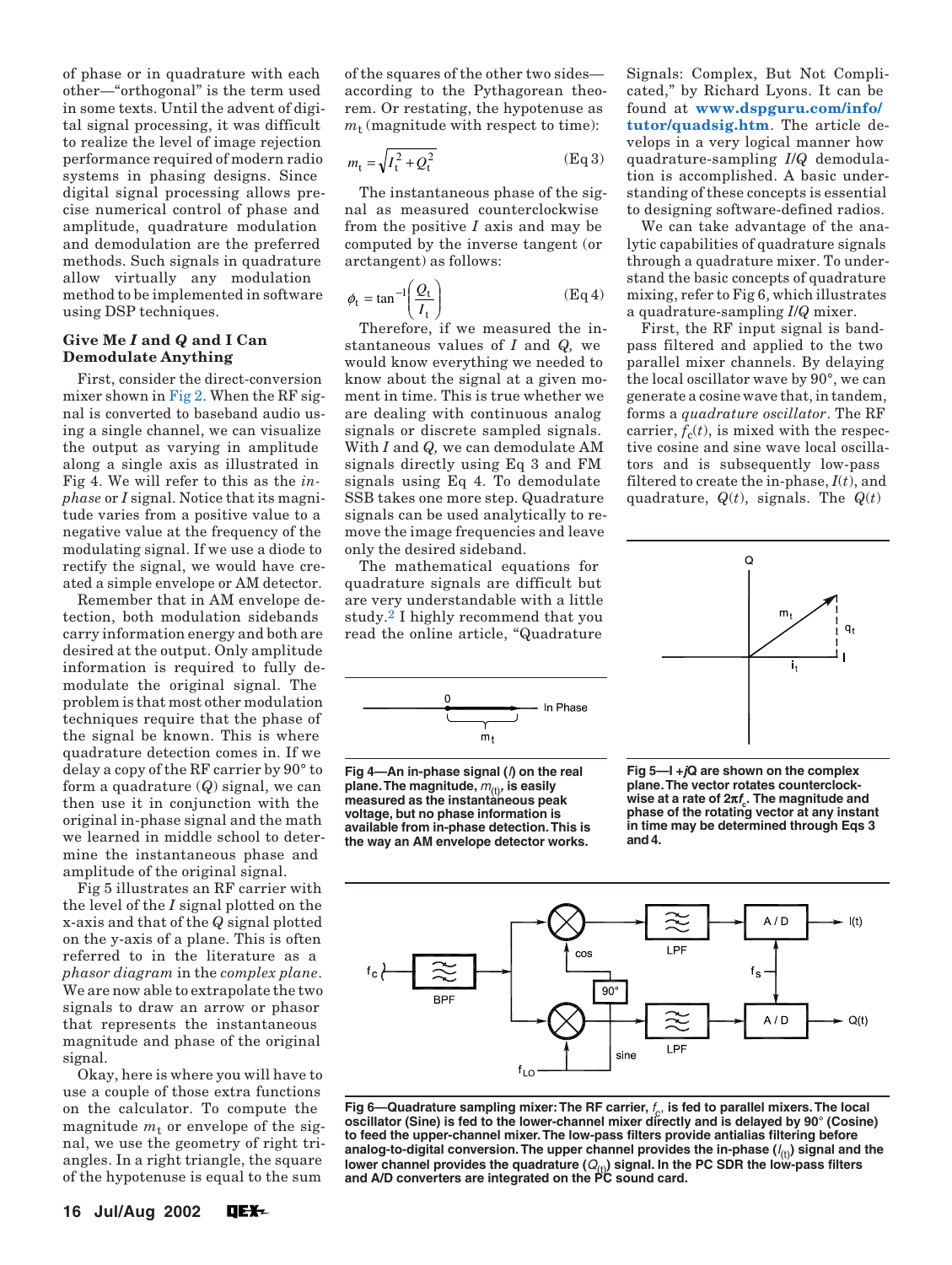of phase or in quadrature with each other—"orthogonal" is the term used in some texts. Until the advent of digital signal processing, it was difficult to realize the level of image rejection performance required of modern radio systems in phasing designs. Since digital signal processing allows precise numerical control of phase and amplitude, quadrature modulation and demodulation are the preferred methods. Such signals in quadrature allow virtually any modulation method to be implemented in software using DSP techniques.

### Give Me *I* and *Q* and I Can Demodulate Anything

First, consider the direct-conversion mixer shown in Fig 2. When the RF signal is converted to baseband audio using a single channel, we can visualize the output as varying in amplitude along a single axis as illustrated in Fig 4. We will refer to this as the *in-phase* or *I* signal. Notice that its magnitude varies from a positive value to a negative value at the frequency of the modulating signal. If we use a diode to rectify the signal, we would have created a simple envelope or AM detector.

Remember that in AM envelope detection, both modulation sidebands carry information energy and both are desired at the output. Only amplitude information is required to fully demodulate the original signal. The problem is that most other modulation techniques require that the phase of the signal be known. This is where quadrature detection comes in. If we delay a copy of the RF carrier by 90° to form a quadrature (*Q*) signal, we can then use it in conjunction with the original in-phase signal and the math we learned in middle school to determine the instantaneous phase and amplitude of the original signal.

Fig 5 illustrates an RF carrier with the level of the *I* signal plotted on the x-axis and that of the *Q* signal plotted on the y-axis of a plane. This is often referred to in the literature as a *phasor diagram* in the *complex plane*. We are now able to extrapolate the two signals to draw an arrow or phasor that represents the instantaneous magnitude and phase of the original signal.

Okay, here is where you will have to use a couple of those extra functions on the calculator. To compute the magnitude $m_t$ or envelope of the signal, we use the geometry of right triangles. In a right triangle, the square of the hypotenuse is equal to the sum of the squares of the other two sides—according to the Pythagorean theorem. Or restating, the hypotenuse as $m_t$ (magnitude with respect to time):

$$m_t = \sqrt{I_t^2 + Q_t^2} \qquad \text{(Eq 3)}$$

The instantaneous phase of the signal as measured counterclockwise from the positive *I* axis and may be computed by the inverse tangent (or arctangent) as follows:

$$\phi_t = \tan^{-1}\left(\frac{Q_t}{I_t}\right) \qquad \text{(Eq 4)}$$

Therefore, if we measured the instantaneous values of *I* and *Q,* we would know everything we needed to know about the signal at a given moment in time. This is true whether we are dealing with continuous analog signals or discrete sampled signals. With *I* and *Q,* we can demodulate AM signals directly using Eq 3 and FM signals using Eq 4. To demodulate SSB takes one more step. Quadrature signals can be used analytically to remove the image frequencies and leave only the desired sideband.

The mathematical equations for quadrature signals are difficult but are very understandable with a little study.[2] I highly recommend that you read the online article, "Quadrature Signals: Complex, But Not Complicated," by Richard Lyons. It can be found at **www.dspguru.com/info/tutor/quadsig.htm**. The article develops in a very logical manner how quadrature-sampling *I*/*Q* demodulation is accomplished. A basic understanding of these concepts is essential to designing software-defined radios.

We can take advantage of the analytic capabilities of quadrature signals through a quadrature mixer. To understand the basic concepts of quadrature mixing, refer to Fig 6, which illustrates a quadrature-sampling *I*/*Q* mixer.

First, the RF input signal is bandpass filtered and applied to the two parallel mixer channels. By delaying the local oscillator wave by 90°, we can generate a cosine wave that, in tandem, forms a *quadrature oscillator*. The RF carrier, $f_c(t)$, is mixed with the respective cosine and sine wave local oscillators and is subsequently low-pass filtered to create the in-phase, $I(t)$, and quadrature, $Q(t)$, signals. The $Q(t)$

**Fig 4—An in-phase signal (*I*) on the real plane. The magnitude, $m_{(t)}$, is easily measured as the instantaneous peak voltage, but no phase information is available from in-phase detection. This is the way an AM envelope detector works.**

**Fig 5—I +*j*Q are shown on the complex plane. The vector rotates counterclockwise at a rate of $2\pi f_c$. The magnitude and phase of the rotating vector at any instant in time may be determined through Eqs 3 and 4.**

**Fig 6—Quadrature sampling mixer: The RF carrier, $f_c$, is fed to parallel mixers. The local oscillator (Sine) is fed to the lower-channel mixer directly and is delayed by 90° (Cosine) to feed the upper-channel mixer. The low-pass filters provide antialias filtering before analog-to-digital conversion. The upper channel provides the in-phase ($I_{(t)}$) signal and the lower channel provides the quadrature ($Q_{(t)}$) signal. In the PC SDR the low-pass filters and A/D converters are integrated on the PC sound card.**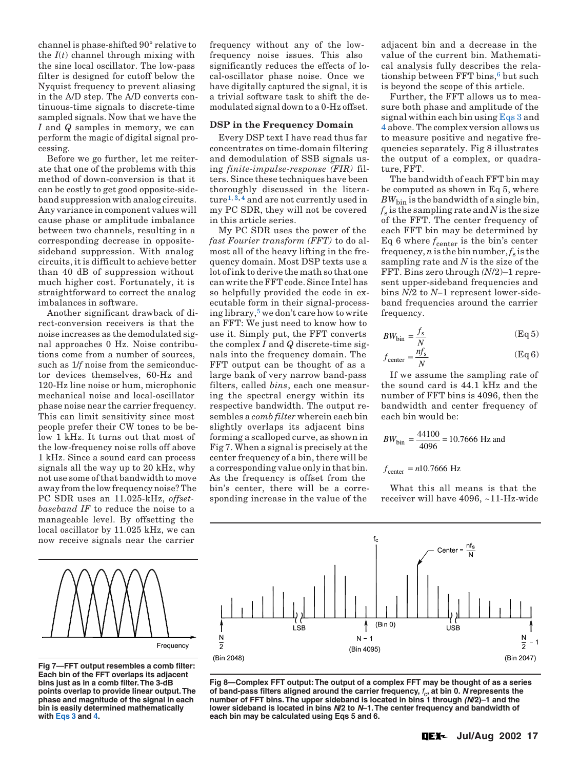channel is phase-shifted 90° relative to the $I(t)$ channel through mixing with the sine local oscillator. The low-pass filter is designed for cutoff below the Nyquist frequency to prevent aliasing in the A/D step. The A/D converts continuous-time signals to discrete-time sampled signals. Now that we have the $I$ and $Q$ samples in memory, we can perform the magic of digital signal processing.

Before we go further, let me reiterate that one of the problems with this method of down-conversion is that it can be costly to get good opposite-sideband suppression with analog circuits. Any variance in component values will cause phase or amplitude imbalance between two channels, resulting in a corresponding decrease in opposite-sideband suppression. With analog circuits, it is difficult to achieve better than 40 dB of suppression without much higher cost. Fortunately, it is straightforward to correct the analog imbalances in software.

Another significant drawback of direct-conversion receivers is that the noise increases as the demodulated signal approaches 0 Hz. Noise contributions come from a number of sources, such as $1/f$ noise from the semiconductor devices themselves, 60-Hz and 120-Hz line noise or hum, microphonic mechanical noise and local-oscillator phase noise near the carrier frequency. This can limit sensitivity since most people prefer their CW tones to be below 1 kHz. It turns out that most of the low-frequency noise rolls off above 1 kHz. Since a sound card can process signals all the way up to 20 kHz, why not use some of that bandwidth to move away from the low frequency noise? The PC SDR uses an 11.025-kHz, *offset-baseband IF* to reduce the noise to a manageable level. By offsetting the local oscillator by 11.025 kHz, we can now receive signals near the carrier frequency without any of the low-frequency noise issues. This also significantly reduces the effects of local-oscillator phase noise. Once we have digitally captured the signal, it is a trivial software task to shift the demodulated signal down to a 0-Hz offset.

### DSP in the Frequency Domain

Every DSP text I have read thus far concentrates on time-domain filtering and demodulation of SSB signals using *finite-impulse-response (FIR)* filters. Since these techniques have been thoroughly discussed in the literature[1, 3, 4] and are not currently used in my PC SDR, they will not be covered in this article series.

My PC SDR uses the power of the *fast Fourier transform (FFT)* to do almost all of the heavy lifting in the frequency domain. Most DSP texts use a lot of ink to derive the math so that one can write the FFT code. Since Intel has so helpfully provided the code in executable form in their signal-processing library,[5] we don't care how to write an FFT: We just need to know how to use it. Simply put, the FFT converts the complex $I$ and $Q$ discrete-time signals into the frequency domain. The FFT output can be thought of as a large bank of very narrow band-pass filters, called *bins*, each one measuring the spectral energy within its respective bandwidth. The output resembles a *comb filter* wherein each bin slightly overlaps its adjacent bins forming a scalloped curve, as shown in Fig 7. When a signal is precisely at the center frequency of a bin, there will be a corresponding value only in that bin. As the frequency is offset from the bin's center, there will be a corresponding increase in the value of the adjacent bin and a decrease in the value of the current bin. Mathematical analysis fully describes the relationship between FFT bins,[6] but such is beyond the scope of this article.

Further, the FFT allows us to measure both phase and amplitude of the signal within each bin using Eqs 3 and 4 above. The complex version allows us to measure positive and negative frequencies separately. Fig 8 illustrates the output of a complex, or quadrature, FFT.

The bandwidth of each FFT bin may be computed as shown in Eq 5, where $BW_{bin}$ is the bandwidth of a single bin, $f_s$ is the sampling rate and $N$ is the size of the FFT. The center frequency of each FFT bin may be determined by Eq 6 where $f_{center}$ is the bin's center frequency, $n$ is the bin number, $f_s$ is the sampling rate and $N$ is the size of the FFT. Bins zero through $(N/2)–1$ represent upper-sideband frequencies and bins $N/2$ to $N–1$ represent lower-sideband frequencies around the carrier frequency.

$$BW_{bin} = \frac{f_s}{N} \quad \text{(Eq 5)}$$

$$f_{center} = \frac{nf_s}{N} \quad \text{(Eq 6)}$$

If we assume the sampling rate of the sound card is 44.1 kHz and the number of FFT bins is 4096, then the bandwidth and center frequency of each bin would be:

$$BW_{bin} = \frac{44100}{4096} = 10.7666 \text{ Hz and}$$

$$f_{center} = n10.7666 \text{ Hz}$$

What this all means is that the receiver will have 4096, ~11-Hz-wide

Fig 7—FFT output resembles a comb filter: Each bin of the FFT overlaps its adjacent bins just as in a comb filter. The 3-dB points overlap to provide linear output. The phase and magnitude of the signal in each bin is easily determined mathematically with Eqs 3 and 4.

Fig 8—Complex FFT output: The output of a complex FFT may be thought of as a series of band-pass filters aligned around the carrier frequency, $f_c$, at bin 0. $N$ represents the number of FFT bins. The upper sideband is located in bins 1 through $(N/2)–1$ and the lower sideband is located in bins $N/2$ to $N–1$. The center frequency and bandwidth of each bin may be calculated using Eqs 5 and 6.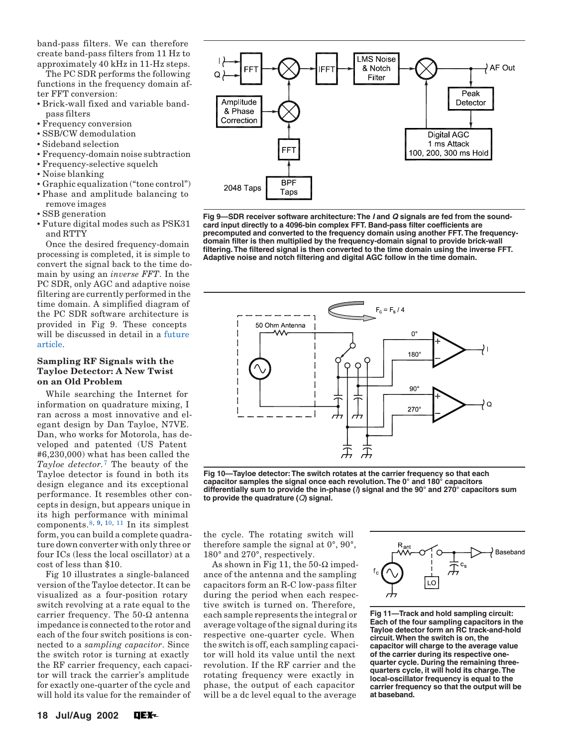band-pass filters. We can therefore create band-pass filters from 11 Hz to approximately 40 kHz in 11-Hz steps.

The PC SDR performs the following functions in the frequency domain after FFT conversion:

- Brick-wall fixed and variable band-pass filters
- Frequency conversion
- SSB/CW demodulation
- Sideband selection
- Frequency-domain noise subtraction
- Frequency-selective squelch
- Noise blanking
- Graphic equalization ("tone control")
- Phase and amplitude balancing to remove images
- SSB generation
- Future digital modes such as PSK31 and RTTY

Once the desired frequency-domain processing is completed, it is simple to convert the signal back to the time domain by using an *inverse FFT*. In the PC SDR, only AGC and adaptive noise filtering are currently performed in the time domain. A simplified diagram of the PC SDR software architecture is provided in Fig 9. These concepts will be discussed in detail in a future article.

**Fig 9—SDR receiver software architecture: The *I* and *Q* signals are fed from the sound-card input directly to a 4096-bin complex FFT. Band-pass filter coefficients are precomputed and converted to the frequency domain using another FFT. The frequency-domain filter is then multiplied by the frequency-domain signal to provide brick-wall filtering. The filtered signal is then converted to the time domain using the inverse FFT. Adaptive noise and notch filtering and digital AGC follow in the time domain.**

### Sampling RF Signals with the Tayloe Detector: A New Twist on an Old Problem

While searching the Internet for information on quadrature mixing, I ran across a most innovative and elegant design by Dan Tayloe, N7VE. Dan, who works for Motorola, has developed and patented (US Patent #6,230,000) what has been called the *Tayloe detector*.[7] The beauty of the Tayloe detector is found in both its design elegance and its exceptional performance. It resembles other concepts in design, but appears unique in its high performance with minimal components.[8, 9, 10, 11] In its simplest form, you can build a complete quadrature down converter with only three or four ICs (less the local oscillator) at a cost of less than $10.

Fig 10 illustrates a single-balanced version of the Tayloe detector. It can be visualized as a four-position rotary switch revolving at a rate equal to the carrier frequency. The 50-Ω antenna impedance is connected to the rotor and each of the four switch positions is connected to a *sampling capacitor*. Since the switch rotor is turning at exactly the RF carrier frequency, each capacitor will track the carrier's amplitude for exactly one-quarter of the cycle and will hold its value for the remainder of the cycle. The rotating switch will therefore sample the signal at 0°, 90°, 180° and 270°, respectively.

**Fig 10—Tayloe detector: The switch rotates at the carrier frequency so that each capacitor samples the signal once each revolution. The 0° and 180° capacitors differentially sum to provide the in-phase (*I*) signal and the 90° and 270° capacitors sum to provide the quadrature (*Q*) signal.**

As shown in Fig 11, the 50-Ω impedance of the antenna and the sampling capacitors form an R-C low-pass filter during the period when each respective switch is turned on. Therefore, each sample represents the integral or average voltage of the signal during its respective one-quarter cycle. When the switch is off, each sampling capacitor will hold its value until the next revolution. If the RF carrier and the rotating frequency were exactly in phase, the output of each capacitor will be a dc level equal to the average

**Fig 11—Track and hold sampling circuit: Each of the four sampling capacitors in the Tayloe detector form an RC track-and-hold circuit. When the switch is on, the capacitor will charge to the average value of the carrier during its respective one-quarter cycle. During the remaining three-quarters cycle, it will hold its charge. The local-oscillator frequency is equal to the carrier frequency so that the output will be at baseband.**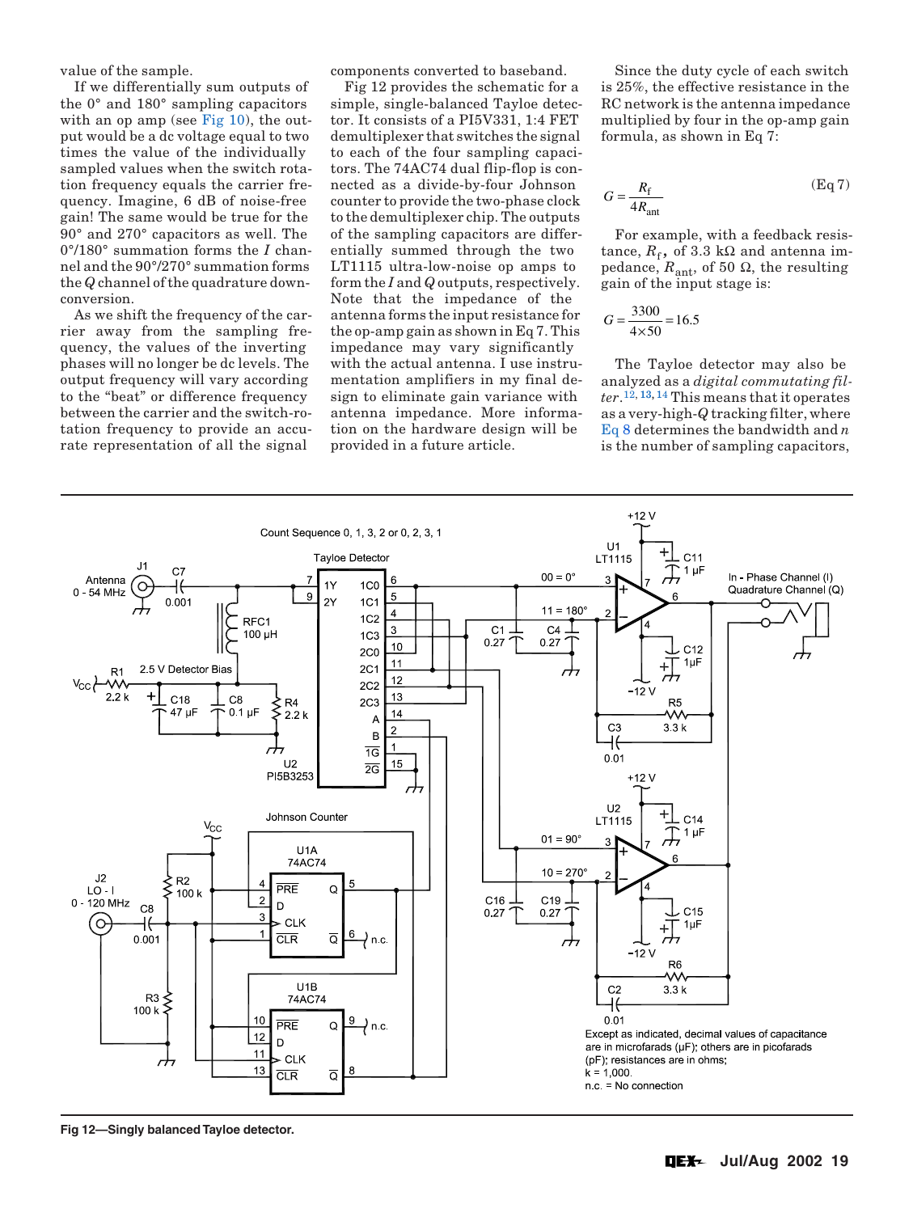value of the sample.

If we differentially sum outputs of the 0° and 180° sampling capacitors with an op amp (see Fig 10), the output would be a dc voltage equal to two times the value of the individually sampled values when the switch rotation frequency equals the carrier frequency. Imagine, 6 dB of noise-free gain! The same would be true for the 90° and 270° capacitors as well. The 0°/180° summation forms the *I* channel and the 90°/270° summation forms the *Q* channel of the quadrature downconversion.

As we shift the frequency of the carrier away from the sampling frequency, the values of the inverting phases will no longer be dc levels. The output frequency will vary according to the "beat" or difference frequency between the carrier and the switch-rotation frequency to provide an accurate representation of all the signal components converted to baseband.

Fig 12 provides the schematic for a simple, single-balanced Tayloe detector. It consists of a PI5V331, 1:4 FET demultiplexer that switches the signal to each of the four sampling capacitors. The 74AC74 dual flip-flop is connected as a divide-by-four Johnson counter to provide the two-phase clock to the demultiplexer chip. The outputs of the sampling capacitors are differentially summed through the two LT1115 ultra-low-noise op amps to form the *I* and *Q* outputs, respectively. Note that the impedance of the antenna forms the input resistance for the op-amp gain as shown in Eq 7. This impedance may vary significantly with the actual antenna. I use instrumentation amplifiers in my final design to eliminate gain variance with antenna impedance. More information on the hardware design will be provided in a future article.

Since the duty cycle of each switch is 25%, the effective resistance in the RC network is the antenna impedance multiplied by four in the op-amp gain formula, as shown in Eq 7:

$$G = \frac{R_f}{4R_{ant}} \quad \text{(Eq 7)}$$

For example, with a feedback resistance, $R_f$, of 3.3 kΩ and antenna impedance, $R_{ant}$, of 50 Ω, the resulting gain of the input stage is:

$$G = \frac{3300}{4 \times 50} = 16.5$$

The Tayloe detector may also be analyzed as a *digital commutating filter*.[12, 13, 14] This means that it operates as a very-high-*Q* tracking filter, where Eq 8 determines the bandwidth and *n* is the number of sampling capacitors,

Fig 12—Singly balanced Tayloe detector.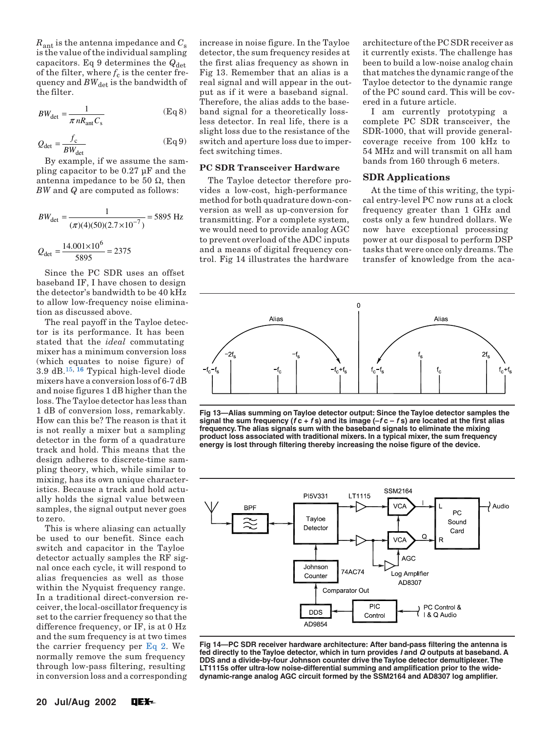$R_{ant}$ is the antenna impedance and $C_s$ is the value of the individual sampling capacitors. Eq 9 determines the $Q_{det}$ of the filter, where $f_c$ is the center frequency and $BW_{det}$ is the bandwidth of the filter.

$$BW_{det} = \frac{1}{\pi n R_{ant} C_s} \quad \text{(Eq 8)}$$

$$Q_{det} = \frac{f_c}{BW_{det}} \quad \text{(Eq 9)}$$

By example, if we assume the sampling capacitor to be 0.27 µF and the antenna impedance to be 50 Ω, then *BW* and *Q* are computed as follows:

$$BW_{det} = \frac{1}{(\pi)(4)(50)(2.7\times10^{-7})} = 5895 \text{ Hz}$$

$$Q_{det} = \frac{14.001\times10^{6}}{5895} = 2375$$

Since the PC SDR uses an offset baseband IF, I have chosen to design the detector's bandwidth to be 40 kHz to allow low-frequency noise elimination as discussed above.

The real payoff in the Tayloe detector is its performance. It has been stated that the *ideal* commutating mixer has a minimum conversion loss (which equates to noise figure) of 3.9 dB.[15, 16] Typical high-level diode mixers have a conversion loss of 6-7 dB and noise figures 1 dB higher than the loss. The Tayloe detector has less than 1 dB of conversion loss, remarkably. How can this be? The reason is that it is not really a mixer but a sampling detector in the form of a quadrature track and hold. This means that the design adheres to discrete-time sampling theory, which, while similar to mixing, has its own unique characteristics. Because a track and hold actually holds the signal value between samples, the signal output never goes to zero.

This is where aliasing can actually be used to our benefit. Since each switch and capacitor in the Tayloe detector actually samples the RF signal once each cycle, it will respond to alias frequencies as well as those within the Nyquist frequency range. In a traditional direct-conversion receiver, the local-oscillator frequency is set to the carrier frequency so that the difference frequency, or IF, is at 0 Hz and the sum frequency is at two times the carrier frequency per Eq 2. We normally remove the sum frequency through low-pass filtering, resulting in conversion loss and a corresponding increase in noise figure. In the Tayloe detector, the sum frequency resides at the first alias frequency as shown in Fig 13. Remember that an alias is a real signal and will appear in the output as if it were a baseband signal. Therefore, the alias adds to the baseband signal for a theoretically lossless detector. In real life, there is a slight loss due to the resistance of the switch and aperture loss due to imperfect switching times.

**Fig 13—Alias summing on Tayloe detector output: Since the Tayloe detector samples the signal the sum frequency (*f* c + *f* s) and its image (–*f* c – *f* s) are located at the first alias frequency. The alias signals sum with the baseband signals to eliminate the mixing product loss associated with traditional mixers. In a typical mixer, the sum frequency energy is lost through filtering thereby increasing the noise figure of the device.**

## PC SDR Transceiver Hardware

The Tayloe detector therefore provides a low-cost, high-performance method for both quadrature down-conversion as well as up-conversion for transmitting. For a complete system, we would need to provide analog AGC to prevent overload of the ADC inputs and a means of digital frequency control. Fig 14 illustrates the hardware architecture of the PC SDR receiver as it currently exists. The challenge has been to build a low-noise analog chain that matches the dynamic range of the Tayloe detector to the dynamic range of the PC sound card. This will be covered in a future article.

I am currently prototyping a complete PC SDR transceiver, the SDR-1000, that will provide general-coverage receive from 100 kHz to 54 MHz and will transmit on all ham bands from 160 through 6 meters.

**Fig 14—PC SDR receiver hardware architecture: After band-pass filtering the antenna is fed directly to the Tayloe detector, which in turn provides *I* and *Q* outputs at baseband. A DDS and a divide-by-four Johnson counter drive the Tayloe detector demultiplexer. The LT1115s offer ultra-low noise-differential summing and amplification prior to the wide-dynamic-range analog AGC circuit formed by the SSM2164 and AD8307 log amplifier.**

## SDR Applications

At the time of this writing, the typical entry-level PC now runs at a clock frequency greater than 1 GHz and costs only a few hundred dollars. We now have exceptional processing power at our disposal to perform DSP tasks that were once only dreams. The transfer of knowledge from the aca-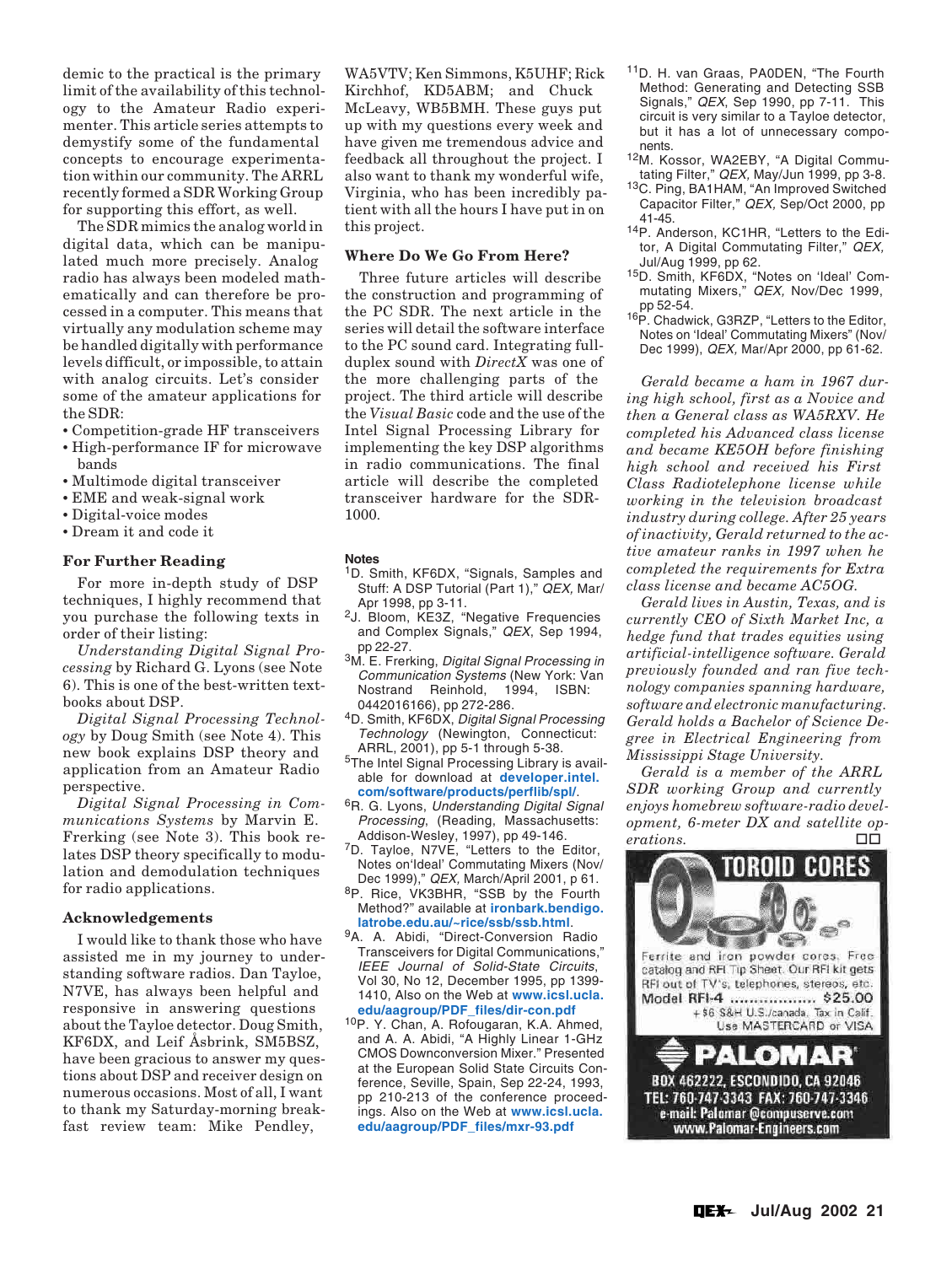demic to the practical is the primary limit of the availability of this technology to the Amateur Radio experimenter. This article series attempts to demystify some of the fundamental concepts to encourage experimentation within our community. The ARRL recently formed a SDR Working Group for supporting this effort, as well.

The SDR mimics the analog world in digital data, which can be manipulated much more precisely. Analog radio has always been modeled mathematically and can therefore be processed in a computer. This means that virtually any modulation scheme may be handled digitally with performance levels difficult, or impossible, to attain with analog circuits. Let's consider some of the amateur applications for the SDR:

- Competition-grade HF transceivers
- High-performance IF for microwave bands
- Multimode digital transceiver
- EME and weak-signal work
- Digital-voice modes
- Dream it and code it

### For Further Reading

For more in-depth study of DSP techniques, I highly recommend that you purchase the following texts in order of their listing:

*Understanding Digital Signal Processing* by Richard G. Lyons (see Note 6). This is one of the best-written textbooks about DSP.

*Digital Signal Processing Technology* by Doug Smith (see Note 4). This new book explains DSP theory and application from an Amateur Radio perspective.

*Digital Signal Processing in Communications Systems* by Marvin E. Frerking (see Note 3). This book relates DSP theory specifically to modulation and demodulation techniques for radio applications.

### Acknowledgements

I would like to thank those who have assisted me in my journey to understanding software radios. Dan Tayloe, N7VE, has always been helpful and responsive in answering questions about the Tayloe detector. Doug Smith, KF6DX, and Leif Åsbrink, SM5BSZ, have been gracious to answer my questions about DSP and receiver design on numerous occasions. Most of all, I want to thank my Saturday-morning breakfast review team: Mike Pendley, WA5VTV; Ken Simmons, K5UHF; Rick Kirchhof, KD5ABM; and Chuck McLeavy, WB5BMH. These guys put up with my questions every week and have given me tremendous advice and feedback all throughout the project. I also want to thank my wonderful wife, Virginia, who has been incredibly patient with all the hours I have put in on this project.

### Where Do We Go From Here?

Three future articles will describe the construction and programming of the PC SDR. The next article in the series will detail the software interface to the PC sound card. Integrating full-duplex sound with *DirectX* was one of the more challenging parts of the project. The third article will describe the *Visual Basic* code and the use of the Intel Signal Processing Library for implementing the key DSP algorithms in radio communications. The final article will describe the completed transceiver hardware for the SDR-1000.

#### Notes

[1] D. Smith, KF6DX, "Signals, Samples and Stuff: A DSP Tutorial (Part 1)," *QEX,* Mar/Apr 1998, pp 3-11.

[2] J. Bloom, KE3Z, "Negative Frequencies and Complex Signals," *QEX*, Sep 1994, pp 22-27.

[3] M. E. Frerking, *Digital Signal Processing in Communication Systems* (New York: Van Nostrand Reinhold, 1994, ISBN: 0442016166), pp 272-286.

[4] D. Smith, KF6DX, *Digital Signal Processing Technology* (Newington, Connecticut: ARRL, 2001), pp 5-1 through 5-38.

[5] The Intel Signal Processing Library is available for download at **developer.intel.com/software/products/perflib/spl/**.

[6] R. G. Lyons, *Understanding Digital Signal Processing*, (Reading, Massachusetts: Addison-Wesley, 1997), pp 49-146.

[7] D. Tayloe, N7VE, "Letters to the Editor, Notes on'Ideal' Commutating Mixers (Nov/Dec 1999)," *QEX,* March/April 2001, p 61.

[8] P. Rice, VK3BHR, "SSB by the Fourth Method?" available at **ironbark.bendigo.latrobe.edu.au/~rice/ssb/ssb.html**.

[9] A. A. Abidi, "Direct-Conversion Radio Transceivers for Digital Communications," *IEEE Journal of Solid-State Circuits*, Vol 30, No 12, December 1995, pp 1399-1410, Also on the Web at **www.icsl.ucla.edu/aagroup/PDF_files/dir-con.pdf**

[10] P. Y. Chan, A. Rofougaran, K.A. Ahmed, and A. A. Abidi, "A Highly Linear 1-GHz CMOS Downconversion Mixer." Presented at the European Solid State Circuits Conference, Seville, Spain, Sep 22-24, 1993, pp 210-213 of the conference proceedings. Also on the Web at **www.icsl.ucla.edu/aagroup/PDF_files/mxr-93.pdf**

[11] D. H. van Graas, PA0DEN, "The Fourth Method: Generating and Detecting SSB Signals," *QEX*, Sep 1990, pp 7-11. This circuit is very similar to a Tayloe detector, but it has a lot of unnecessary components.

[12] M. Kossor, WA2EBY, "A Digital Commutating Filter," *QEX,* May/Jun 1999, pp 3-8.

[13] C. Ping, BA1HAM, "An Improved Switched Capacitor Filter," *QEX*, Sep/Oct 2000, pp 41-45.

[14] P. Anderson, KC1HR, "Letters to the Editor, A Digital Commutating Filter," *QEX,* Jul/Aug 1999, pp 62.

[15] D. Smith, KF6DX, "Notes on 'Ideal' Commutating Mixers," *QEX,* Nov/Dec 1999, pp 52-54.

[16] P. Chadwick, G3RZP, "Letters to the Editor, Notes on 'Ideal' Commutating Mixers" (Nov/Dec 1999), *QEX*, Mar/Apr 2000, pp 61-62.

*Gerald became a ham in 1967 during high school, first as a Novice and then a General class as WA5RXV. He completed his Advanced class license and became KE5OH before finishing high school and received his First Class Radiotelephone license while working in the television broadcast industry during college. After 25 years of inactivity, Gerald returned to the active amateur ranks in 1997 when he completed the requirements for Extra class license and became AC5OG.*

*Gerald lives in Austin, Texas, and is currently CEO of Sixth Market Inc, a hedge fund that trades equities using artificial-intelligence software. Gerald previously founded and ran five technology companies spanning hardware, software and electronic manufacturing. Gerald holds a Bachelor of Science Degree in Electrical Engineering from Mississippi Stage University.*

*Gerald is a member of the ARRL SDR working Group and currently enjoys homebrew software-radio development, 6-meter DX and satellite operations.*

**TOROID CORES**

Ferrite and iron powder cores. Free catalog and RFI Tip Sheet. Our RFI kit gets RFI out of TV's, telephones, stereos, etc.
**Model RFI-4 .................. $25.00**
+ $6 S&H U.S./canada. Tax in Calif.
Use MASTERCARD or VISA

**PALOMAR**
BOX 462222, ESCONDIDO, CA 92046
TEL: 760-747-3343 FAX: 760-747-3346
e-mail: Palomar@compuserve.com
www.Palomar-Engineers.com